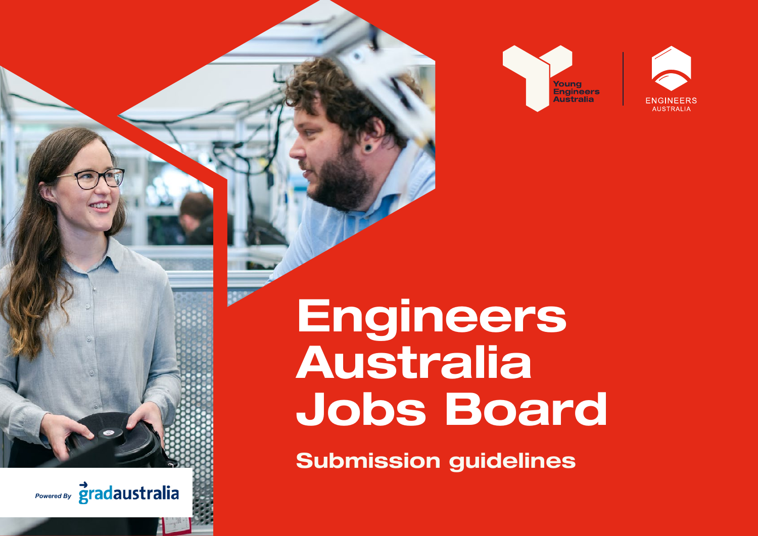Young Engineers Australia

ENGINEERS AUSTRALIA

# Engineers Australia Jobs Board

## Submission guidelines

Powered By gradaustralia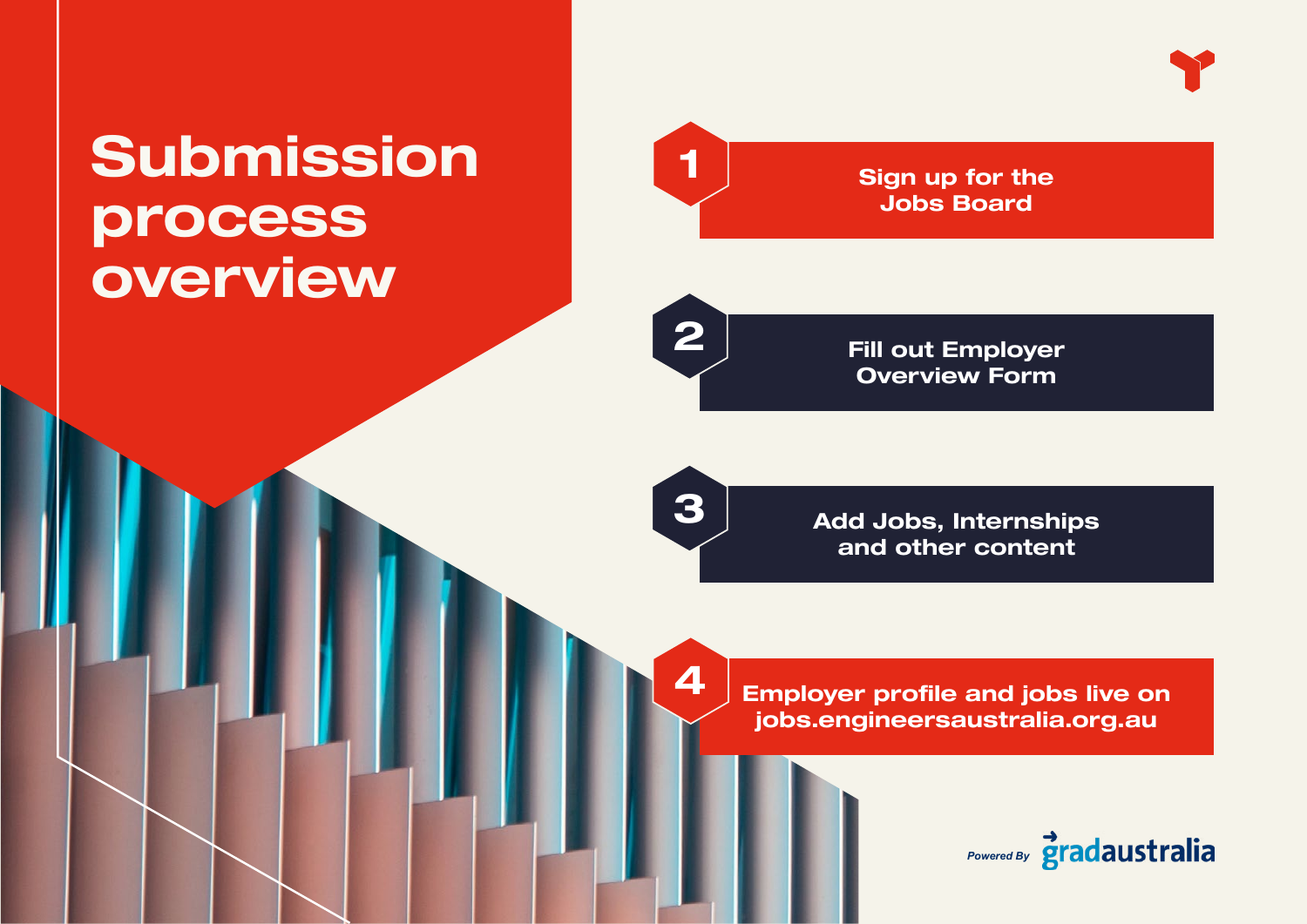# Submission process overview

1. Sign up for the Jobs Board
2. Fill out Employer Overview Form
3. Add Jobs, Internships and other content
4. Employer profile and jobs live on jobs.engineersaustralia.org.au

Powered By gradaustralia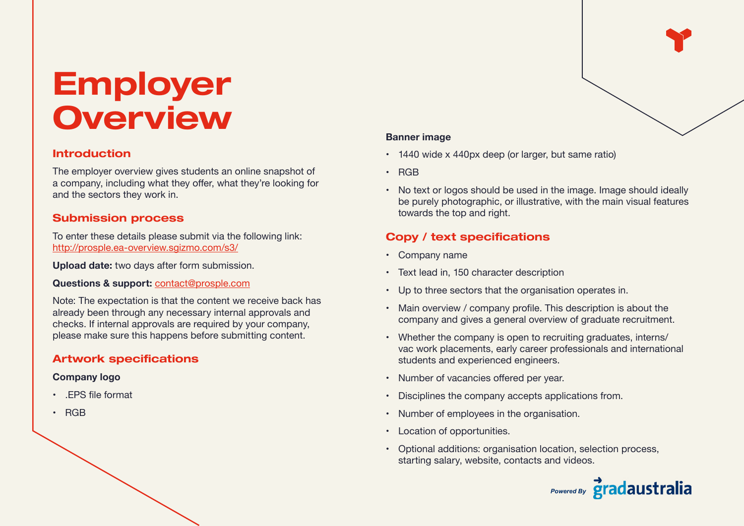# Employer Overview

## Introduction

The employer overview gives students an online snapshot of a company, including what they offer, what they're looking for and the sectors they work in.

## Submission process

To enter these details please submit via the following link: http://prosple.ea-overview.sgizmo.com/s3/

**Upload date:** two days after form submission.

**Questions & support:** contact@prosple.com

Note: The expectation is that the content we receive back has already been through any necessary internal approvals and checks. If internal approvals are required by your company, please make sure this happens before submitting content.

## Artwork specifications

**Company logo**

- .EPS file format
- RGB

**Banner image**

- 1440 wide x 440px deep (or larger, but same ratio)
- RGB
- No text or logos should be used in the image. Image should ideally be purely photographic, or illustrative, with the main visual features towards the top and right.

## Copy / text specifications

- Company name
- Text lead in, 150 character description
- Up to three sectors that the organisation operates in.
- Main overview / company profile. This description is about the company and gives a general overview of graduate recruitment.
- Whether the company is open to recruiting graduates, interns/ vac work placements, early career professionals and international students and experienced engineers.
- Number of vacancies offered per year.
- Disciplines the company accepts applications from.
- Number of employees in the organisation.
- Location of opportunities.
- Optional additions: organisation location, selection process, starting salary, website, contacts and videos.

Powered By gradaustralia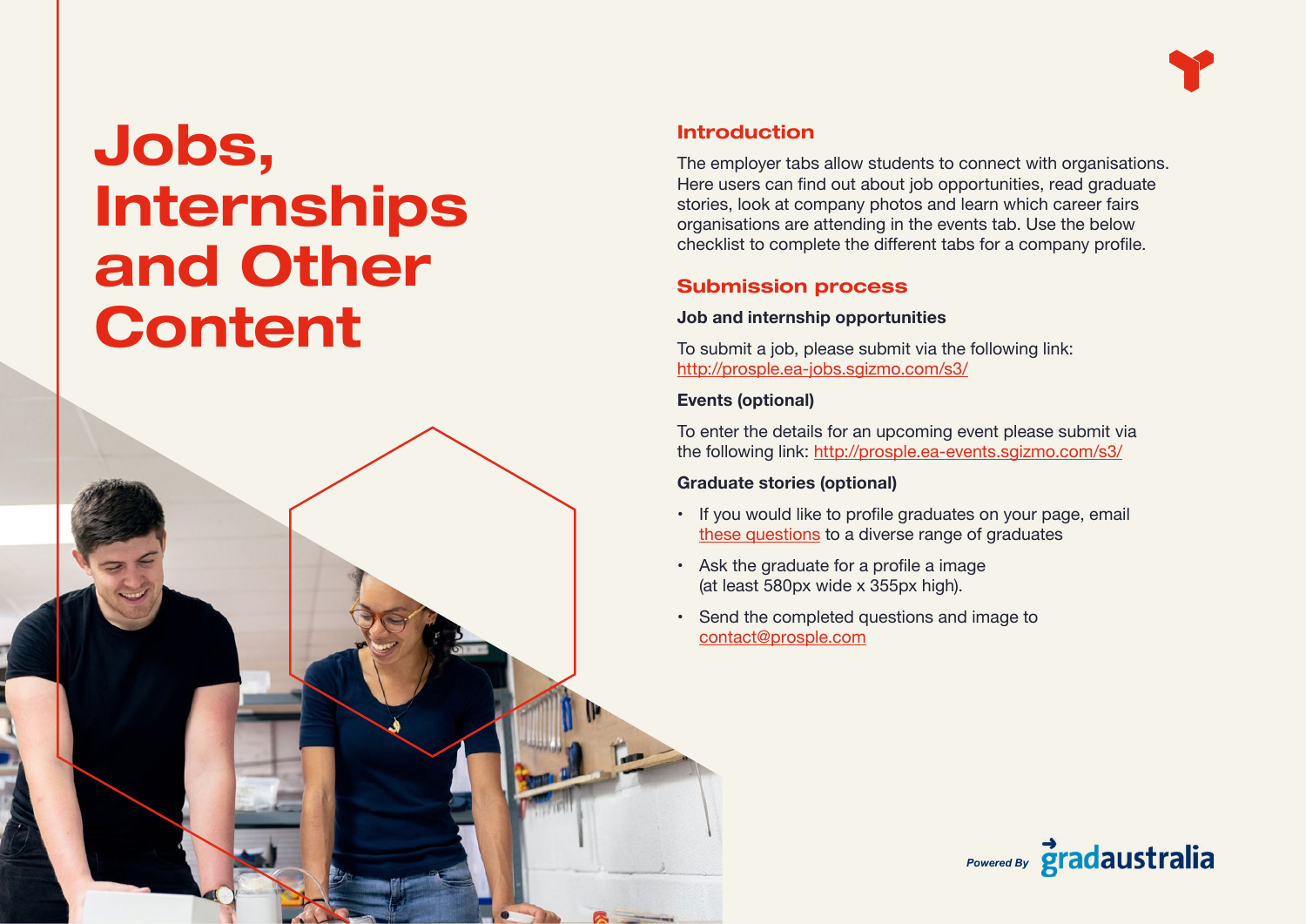# Jobs, Internships and Other Content

## Introduction

The employer tabs allow students to connect with organisations. Here users can find out about job opportunities, read graduate stories, look at company photos and learn which career fairs organisations are attending in the events tab. Use the below checklist to complete the different tabs for a company profile.

## Submission process

### Job and internship opportunities

To submit a job, please submit via the following link: http://prosple.ea-jobs.sgizmo.com/s3/

### Events (optional)

To enter the details for an upcoming event please submit via the following link: http://prosple.ea-events.sgizmo.com/s3/

### Graduate stories (optional)

- If you would like to profile graduates on your page, email these questions to a diverse range of graduates
- Ask the graduate for a profile a image (at least 580px wide x 355px high).
- Send the completed questions and image to contact@prosple.com

Powered By gradaustralia